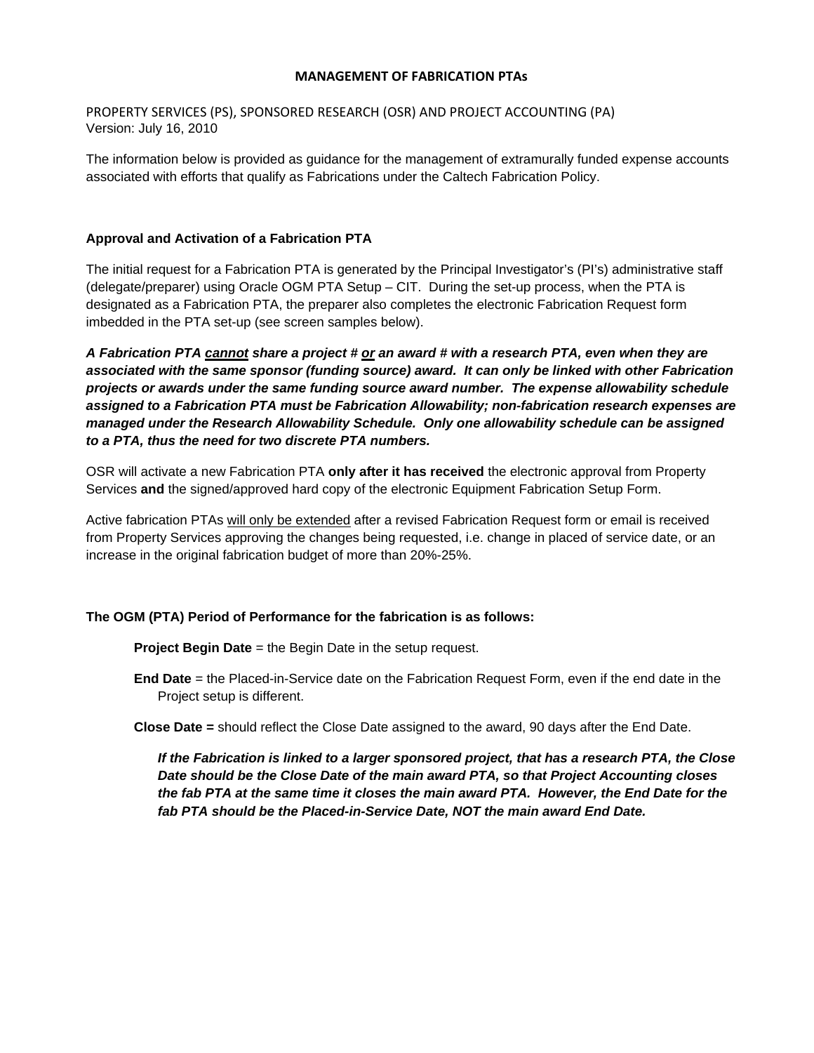# MANAGEMENT OF FABRICATION PTAs

PROPERTY SERVICES (PS), SPONSORED RESEARCH (OSR) AND PROJECT ACCOUNTING (PA)
Version: July 16, 2010

The information below is provided as guidance for the management of extramurally funded expense accounts associated with efforts that qualify as Fabrications under the Caltech Fabrication Policy.

## Approval and Activation of a Fabrication PTA

The initial request for a Fabrication PTA is generated by the Principal Investigator's (PI's) administrative staff (delegate/preparer) using Oracle OGM PTA Setup – CIT. During the set-up process, when the PTA is designated as a Fabrication PTA, the preparer also completes the electronic Fabrication Request form imbedded in the PTA set-up (see screen samples below).

***A Fabrication PTA <u>cannot</u> share a project # <u>or</u> an award # with a research PTA, even when they are associated with the same sponsor (funding source) award. It can only be linked with other Fabrication projects or awards under the same funding source award number. The expense allowability schedule assigned to a Fabrication PTA must be Fabrication Allowability; non-fabrication research expenses are managed under the Research Allowability Schedule. Only one allowability schedule can be assigned to a PTA, thus the need for two discrete PTA numbers.***

OSR will activate a new Fabrication PTA **only after it has received** the electronic approval from Property Services **and** the signed/approved hard copy of the electronic Equipment Fabrication Setup Form.

Active fabrication PTAs <u>will only be extended</u> after a revised Fabrication Request form or email is received from Property Services approving the changes being requested, i.e. change in placed of service date, or an increase in the original fabrication budget of more than 20%-25%.

## The OGM (PTA) Period of Performance for the fabrication is as follows:

**Project Begin Date** = the Begin Date in the setup request.

**End Date** = the Placed-in-Service date on the Fabrication Request Form, even if the end date in the Project setup is different.

**Close Date =** should reflect the Close Date assigned to the award, 90 days after the End Date.

***If the Fabrication is linked to a larger sponsored project, that has a research PTA, the Close Date should be the Close Date of the main award PTA, so that Project Accounting closes the fab PTA at the same time it closes the main award PTA. However, the End Date for the fab PTA should be the Placed-in-Service Date, NOT the main award End Date.***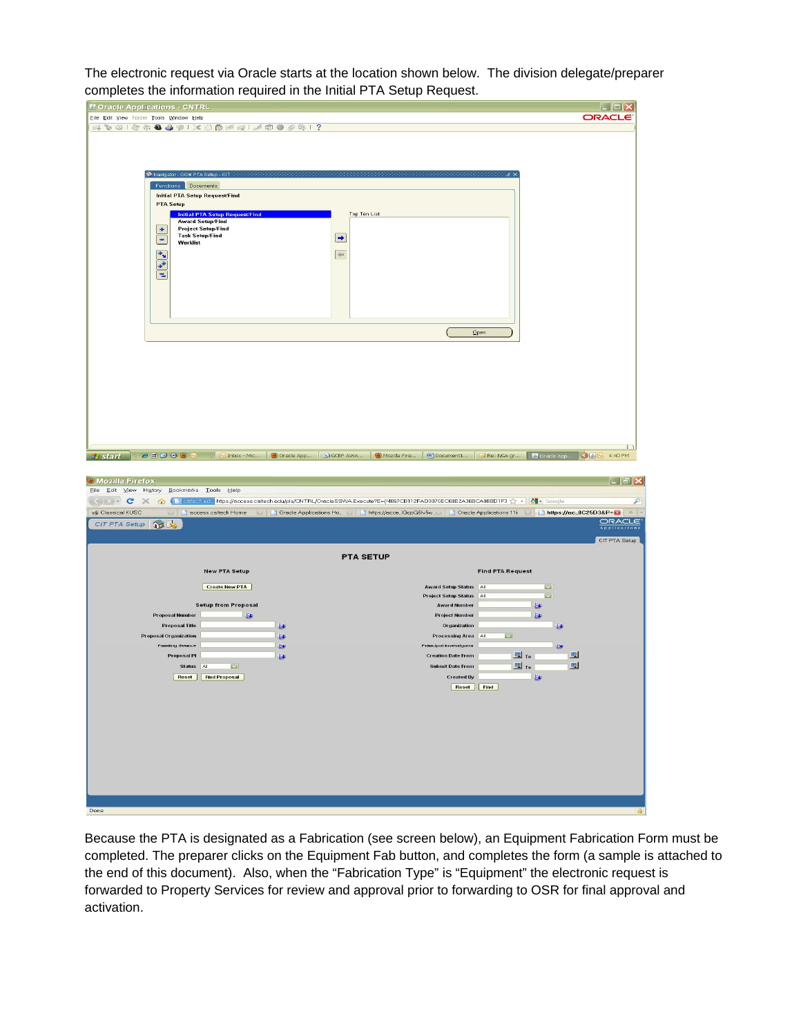The electronic request via Oracle starts at the location shown below. The division delegate/preparer completes the information required in the Initial PTA Setup Request.

Because the PTA is designated as a Fabrication (see screen below), an Equipment Fabrication Form must be completed. The preparer clicks on the Equipment Fab button, and completes the form (a sample is attached to the end of this document). Also, when the "Fabrication Type" is "Equipment" the electronic request is forwarded to Property Services for review and approval prior to forwarding to OSR for final approval and activation.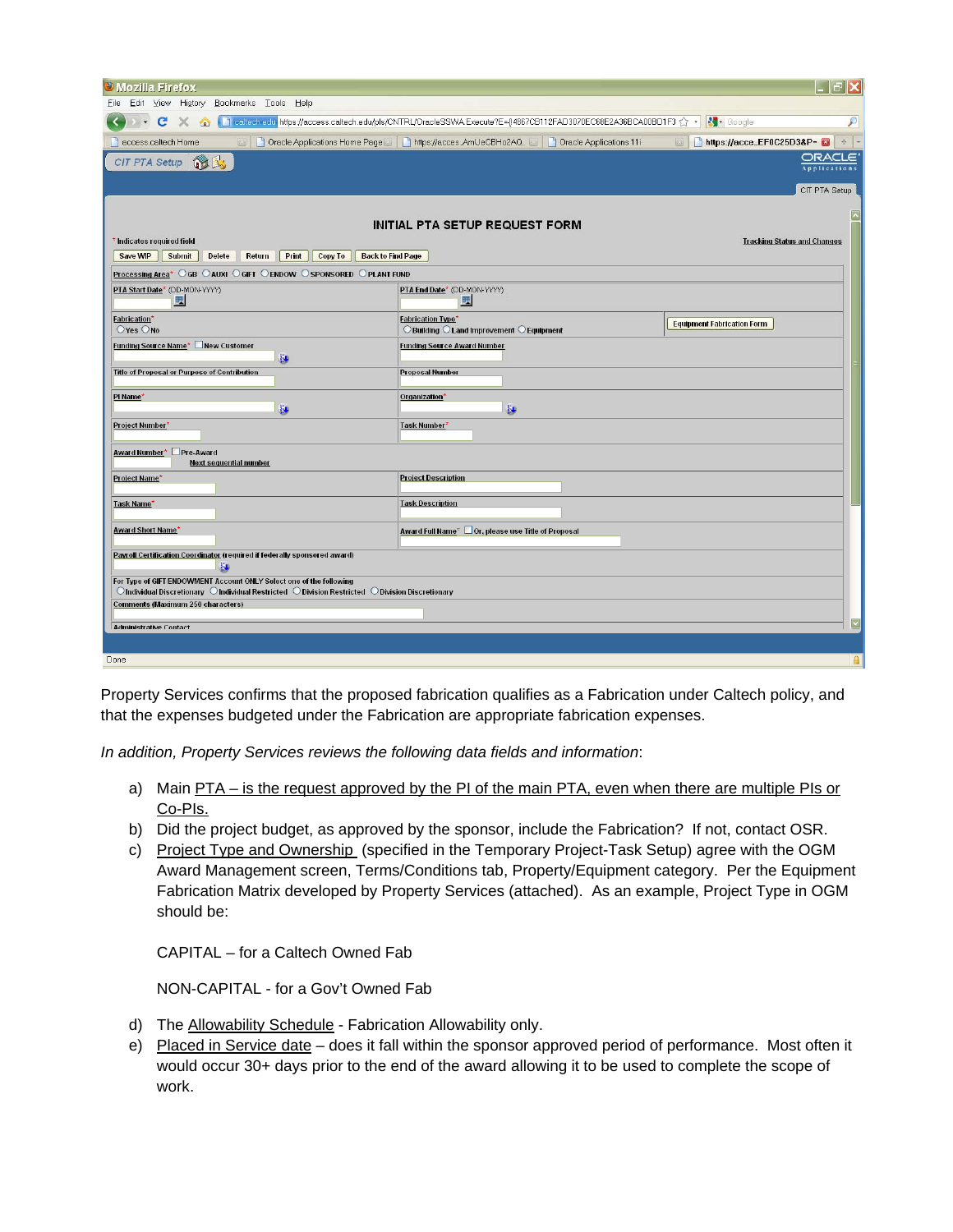Property Services confirms that the proposed fabrication qualifies as a Fabrication under Caltech policy, and that the expenses budgeted under the Fabrication are appropriate fabrication expenses.

*In addition, Property Services reviews the following data fields and information*:

a) Main PTA – is the request approved by the PI of the main PTA, even when there are multiple PIs or Co-PIs.

b) Did the project budget, as approved by the sponsor, include the Fabrication? If not, contact OSR.

c) Project Type and Ownership (specified in the Temporary Project-Task Setup) agree with the OGM Award Management screen, Terms/Conditions tab, Property/Equipment category. Per the Equipment Fabrication Matrix developed by Property Services (attached). As an example, Project Type in OGM should be:

   CAPITAL – for a Caltech Owned Fab

   NON-CAPITAL - for a Gov't Owned Fab

d) The Allowability Schedule - Fabrication Allowability only.

e) Placed in Service date – does it fall within the sponsor approved period of performance. Most often it would occur 30+ days prior to the end of the award allowing it to be used to complete the scope of work.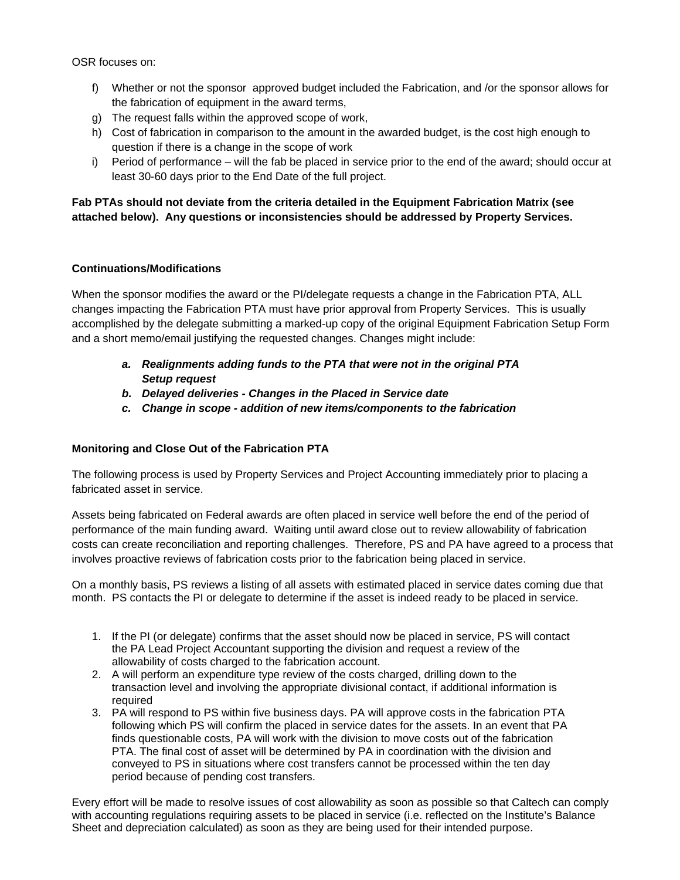OSR focuses on:

f) Whether or not the sponsor approved budget included the Fabrication, and /or the sponsor allows for the fabrication of equipment in the award terms,
g) The request falls within the approved scope of work,
h) Cost of fabrication in comparison to the amount in the awarded budget, is the cost high enough to question if there is a change in the scope of work
i) Period of performance – will the fab be placed in service prior to the end of the award; should occur at least 30-60 days prior to the End Date of the full project.

**Fab PTAs should not deviate from the criteria detailed in the Equipment Fabrication Matrix (see attached below). Any questions or inconsistencies should be addressed by Property Services.**

**Continuations/Modifications**

When the sponsor modifies the award or the PI/delegate requests a change in the Fabrication PTA, ALL changes impacting the Fabrication PTA must have prior approval from Property Services. This is usually accomplished by the delegate submitting a marked-up copy of the original Equipment Fabrication Setup Form and a short memo/email justifying the requested changes. Changes might include:

a. ***Realignments adding funds to the PTA that were not in the original PTA Setup request***
b. ***Delayed deliveries - Changes in the Placed in Service date***
c. ***Change in scope - addition of new items/components to the fabrication***

**Monitoring and Close Out of the Fabrication PTA**

The following process is used by Property Services and Project Accounting immediately prior to placing a fabricated asset in service.

Assets being fabricated on Federal awards are often placed in service well before the end of the period of performance of the main funding award. Waiting until award close out to review allowability of fabrication costs can create reconciliation and reporting challenges. Therefore, PS and PA have agreed to a process that involves proactive reviews of fabrication costs prior to the fabrication being placed in service.

On a monthly basis, PS reviews a listing of all assets with estimated placed in service dates coming due that month. PS contacts the PI or delegate to determine if the asset is indeed ready to be placed in service.

1. If the PI (or delegate) confirms that the asset should now be placed in service, PS will contact the PA Lead Project Accountant supporting the division and request a review of the allowability of costs charged to the fabrication account.
2. A will perform an expenditure type review of the costs charged, drilling down to the transaction level and involving the appropriate divisional contact, if additional information is required
3. PA will respond to PS within five business days. PA will approve costs in the fabrication PTA following which PS will confirm the placed in service dates for the assets. In an event that PA finds questionable costs, PA will work with the division to move costs out of the fabrication PTA. The final cost of asset will be determined by PA in coordination with the division and conveyed to PS in situations where cost transfers cannot be processed within the ten day period because of pending cost transfers.

Every effort will be made to resolve issues of cost allowability as soon as possible so that Caltech can comply with accounting regulations requiring assets to be placed in service (i.e. reflected on the Institute's Balance Sheet and depreciation calculated) as soon as they are being used for their intended purpose.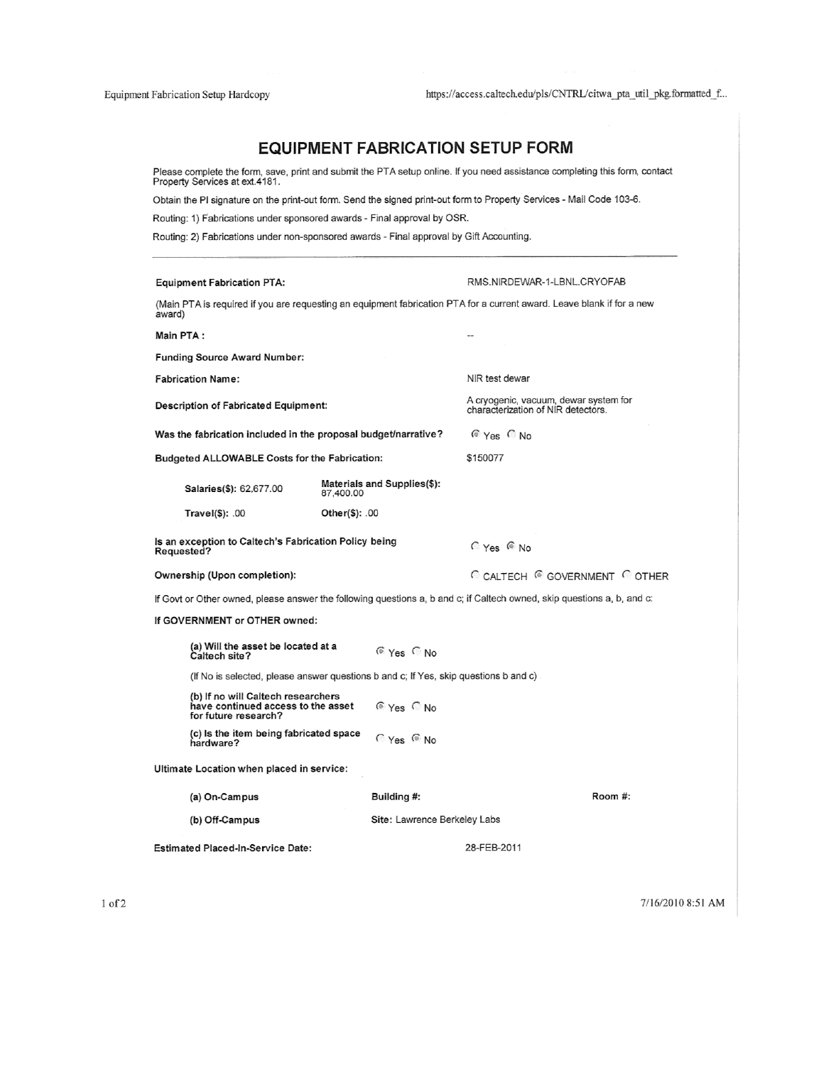# EQUIPMENT FABRICATION SETUP FORM

Please complete the form, save, print and submit the PTA setup online. If you need assistance completing this form, contact Property Services at ext.4181.

Obtain the PI signature on the print-out form. Send the signed print-out form to Property Services - Mail Code 103-6.

Routing: 1) Fabrications under sponsored awards - Final approval by OSR.

Routing: 2) Fabrications under non-sponsored awards - Final approval by Gift Accounting.

---

**Equipment Fabrication PTA:** RMS.NIRDEWAR-1-LBNL.CRYOFAB

(Main PTA is required if you are requesting an equipment fabrication PTA for a current award. Leave blank if for a new award)

**Main PTA :** --

**Funding Source Award Number:**

**Fabrication Name:** NIR test dewar

**Description of Fabricated Equipment:** A cryogenic, vacuum, dewar system for characterization of NIR detectors.

**Was the fabrication included in the proposal budget/narrative?** (●) Yes ( ) No

**Budgeted ALLOWABLE Costs for the Fabrication:** $150077

| | |
|---|---|
| **Salaries($):** 62,677.00 | **Materials and Supplies($):** 87,400.00 |
| **Travel($):** .00 | **Other($):** .00 |

**Is an exception to Caltech's Fabrication Policy being Requested?** ( ) Yes (●) No

**Ownership (Upon completion):** ( ) CALTECH (●) GOVERNMENT ( ) OTHER

If Govt or Other owned, please answer the following questions a, b and c; if Caltech owned, skip questions a, b, and c:

**If GOVERNMENT or OTHER owned:**

**(a) Will the asset be located at a Caltech site?** (●) Yes ( ) No

(If No is selected, please answer questions b and c; If Yes, skip questions b and c)

**(b) If no will Caltech researchers have continued access to the asset for future research?** (●) Yes ( ) No

**(c) Is the item being fabricated space hardware?** ( ) Yes (●) No

**Ultimate Location when placed in service:**

| | | |
|---|---|---|
| **(a) On-Campus** | **Building #:** | **Room #:** |
| **(b) Off-Campus** | **Site:** Lawrence Berkeley Labs | |

**Estimated Placed-In-Service Date:** 28-FEB-2011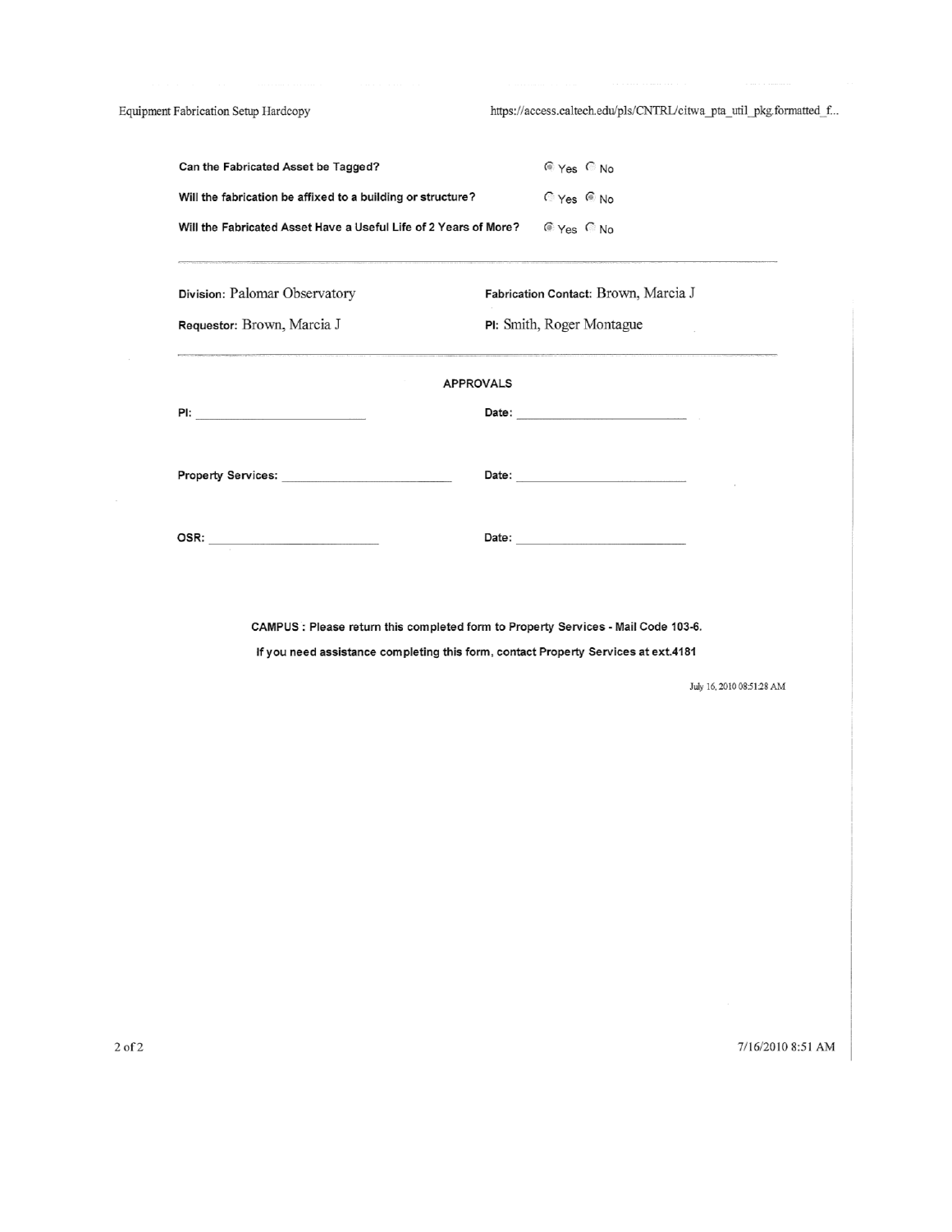| | |
|---|---|
| **Can the Fabricated Asset be Tagged?** | ◉ Yes ○ No |
| **Will the fabrication be affixed to a building or structure?** | ○ Yes ◉ No |
| **Will the Fabricated Asset Have a Useful Life of 2 Years of More?** | ◉ Yes ○ No |

---

**Division:** Palomar Observatory

**Fabrication Contact:** Brown, Marcia J

**Requestor:** Brown, Marcia J

**PI:** Smith, Roger Montague

---

**APPROVALS**

**PI:** ____________________ **Date:** ____________________

**Property Services:** ____________________ **Date:** ____________________

**OSR:** ____________________ **Date:** ____________________

**CAMPUS : Please return this completed form to Property Services - Mail Code 103-6.**

**If you need assistance completing this form, contact Property Services at ext.4181**

July 16, 2010 08:51:28 AM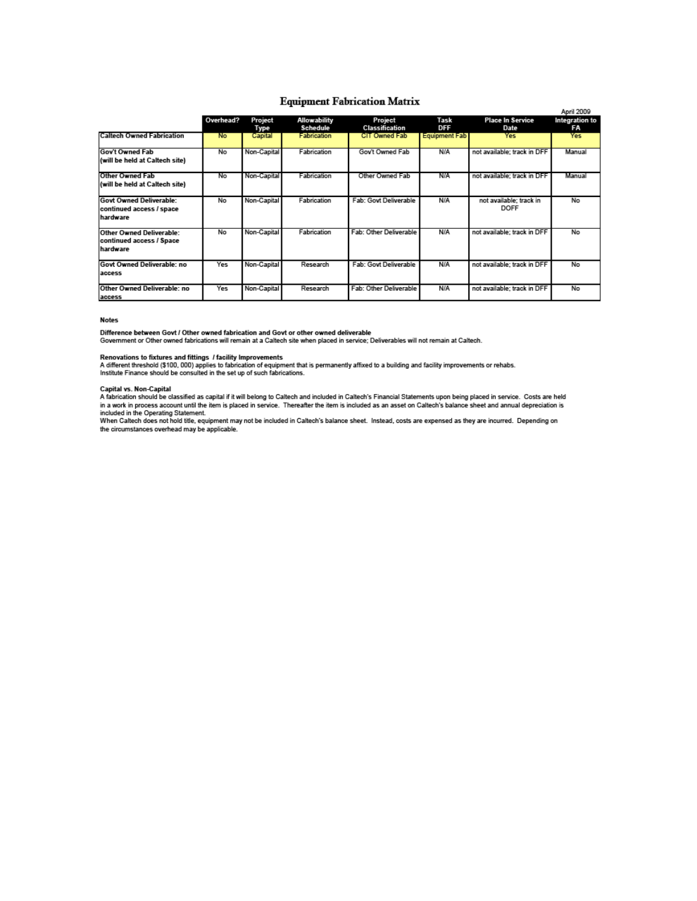# Equipment Fabrication Matrix

April 2009

| | Overhead? | Project Type | Allowability Schedule | Project Classification | Task DFF | Place In Service Date | Integration to FA |
|---|---|---|---|---|---|---|---|
| **Caltech Owned Fabrication** | No | Capital | Fabrication | CIT Owned Fab | Equipment Fab | Yes | Yes |
| **Gov't Owned Fab (will be held at Caltech site)** | No | Non-Capital | Fabrication | Gov't Owned Fab | N/A | not available; track in DFF | Manual |
| **Other Owned Fab (will be held at Caltech site)** | No | Non-Capital | Fabrication | Other Owned Fab | N/A | not available; track in DFF | Manual |
| **Govt Owned Deliverable: continued access / space hardware** | No | Non-Capital | Fabrication | Fab: Govt Deliverable | N/A | not available; track in DOFF | No |
| **Other Owned Deliverable: continued access / Space hardware** | No | Non-Capital | Fabrication | Fab: Other Deliverable | N/A | not available; track in DFF | No |
| **Govt Owned Deliverable: no access** | Yes | Non-Capital | Research | Fab: Govt Deliverable | N/A | not available; track in DFF | No |
| **Other Owned Deliverable: no access** | Yes | Non-Capital | Research | Fab: Other Deliverable | N/A | not available; track in DFF | No |

**Notes**

**Difference between Govt / Other owned fabrication and Govt or other owned deliverable**
Government or Other owned fabrications will remain at a Caltech site when placed in service; Deliverables will not remain at Caltech.

**Renovations to fixtures and fittings / facility Improvements**
A different threshold ($100, 000) applies to fabrication of equipment that is permanently affixed to a building and facility improvements or rehabs.
Institute Finance should be consulted in the set up of such fabrications.

**Capital vs. Non-Capital**
A fabrication should be classified as capital if it will belong to Caltech and included in Caltech's Financial Statements upon being placed in service. Costs are held in a work in process account until the item is placed in service. Thereafter the item is included as an asset on Caltech's balance sheet and annual depreciation is included in the Operating Statement.
When Caltech does not hold title, equipment may not be included in Caltech's balance sheet. Instead, costs are expensed as they are incurred. Depending on the circumstances overhead may be applicable.